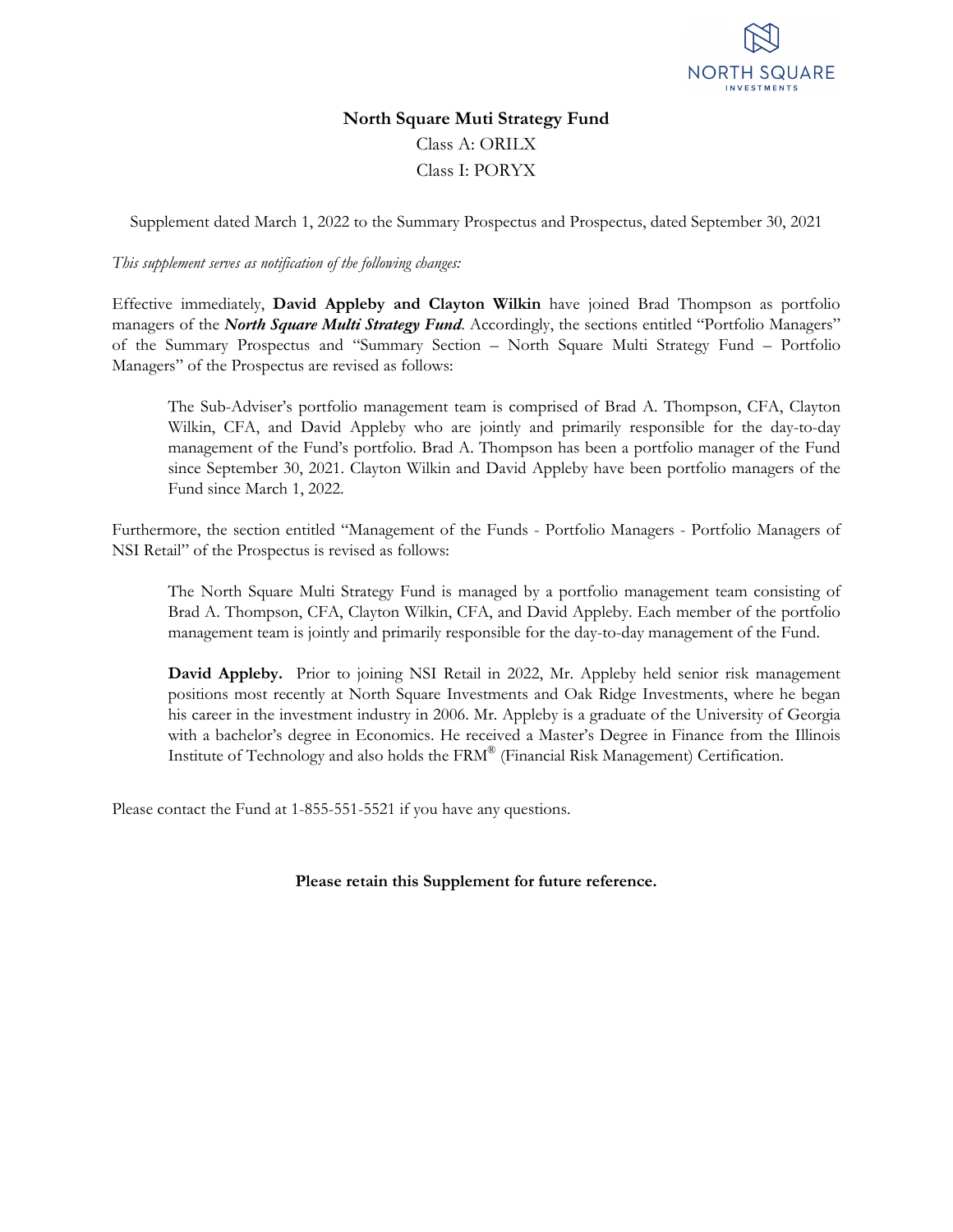NORTH SQUARE INVESTMENTS

# North Square Muti Strategy Fund

Class A: ORILX

Class I: PORYX

Supplement dated March 1, 2022 to the Summary Prospectus and Prospectus, dated September 30, 2021

*This supplement serves as notification of the following changes:*

Effective immediately, **David Appleby and Clayton Wilkin** have joined Brad Thompson as portfolio managers of the ***North Square Multi Strategy Fund***. Accordingly, the sections entitled "Portfolio Managers" of the Summary Prospectus and "Summary Section – North Square Multi Strategy Fund – Portfolio Managers" of the Prospectus are revised as follows:

> The Sub-Adviser's portfolio management team is comprised of Brad A. Thompson, CFA, Clayton Wilkin, CFA, and David Appleby who are jointly and primarily responsible for the day-to-day management of the Fund's portfolio. Brad A. Thompson has been a portfolio manager of the Fund since September 30, 2021. Clayton Wilkin and David Appleby have been portfolio managers of the Fund since March 1, 2022.

Furthermore, the section entitled "Management of the Funds - Portfolio Managers - Portfolio Managers of NSI Retail" of the Prospectus is revised as follows:

> The North Square Multi Strategy Fund is managed by a portfolio management team consisting of Brad A. Thompson, CFA, Clayton Wilkin, CFA, and David Appleby. Each member of the portfolio management team is jointly and primarily responsible for the day-to-day management of the Fund.
>
> **David Appleby.** Prior to joining NSI Retail in 2022, Mr. Appleby held senior risk management positions most recently at North Square Investments and Oak Ridge Investments, where he began his career in the investment industry in 2006. Mr. Appleby is a graduate of the University of Georgia with a bachelor's degree in Economics. He received a Master's Degree in Finance from the Illinois Institute of Technology and also holds the FRM® (Financial Risk Management) Certification.

Please contact the Fund at 1-855-551-5521 if you have any questions.

**Please retain this Supplement for future reference.**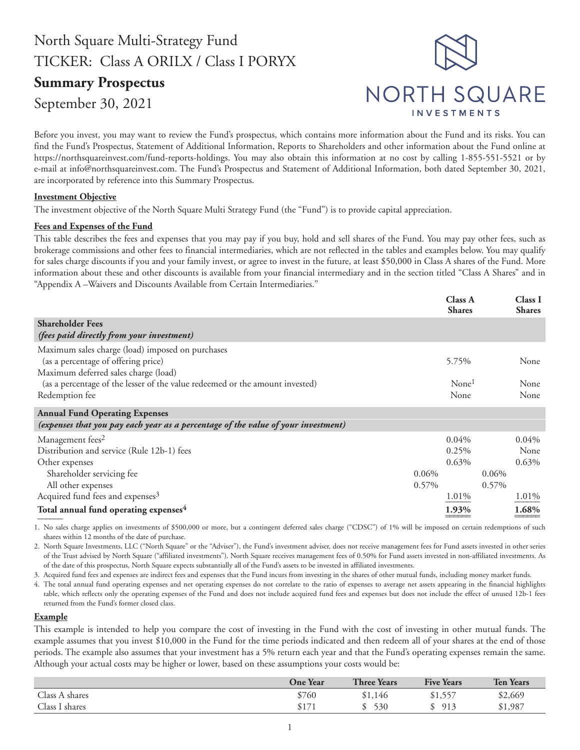# North Square Multi-Strategy Fund

TICKER: Class A ORILX / Class I PORYX

## Summary Prospectus

September 30, 2021

Before you invest, you may want to review the Fund's prospectus, which contains more information about the Fund and its risks. You can find the Fund's Prospectus, Statement of Additional Information, Reports to Shareholders and other information about the Fund online at https://northsquareinvest.com/fund-reports-holdings. You may also obtain this information at no cost by calling 1-855-551-5521 or by e-mail at info@northsquareinvest.com. The Fund's Prospectus and Statement of Additional Information, both dated September 30, 2021, are incorporated by reference into this Summary Prospectus.

### Investment Objective

The investment objective of the North Square Multi Strategy Fund (the "Fund") is to provide capital appreciation.

### Fees and Expenses of the Fund

This table describes the fees and expenses that you may pay if you buy, hold and sell shares of the Fund. You may pay other fees, such as brokerage commissions and other fees to financial intermediaries, which are not reflected in the tables and examples below. You may qualify for sales charge discounts if you and your family invest, or agree to invest in the future, at least $50,000 in Class A shares of the Fund. More information about these and other discounts is available from your financial intermediary and in the section titled "Class A Shares" and in "Appendix A –Waivers and Discounts Available from Certain Intermediaries."

| | | Class A Shares | | Class I Shares |
|---|---|---|---|---|
| **Shareholder Fees** *(fees paid directly from your investment)* | | | | |
| Maximum sales charge (load) imposed on purchases (as a percentage of offering price) | | 5.75% | | None |
| Maximum deferred sales charge (load) (as a percentage of the lesser of the value redeemed or the amount invested) | | None[1] | | None |
| Redemption fee | | None | | None |
| **Annual Fund Operating Expenses** *(expenses that you pay each year as a percentage of the value of your investment)* | | | | |
| Management fees[2] | | 0.04% | | 0.04% |
| Distribution and service (Rule 12b-1) fees | | 0.25% | | None |
| Other expenses | | 0.63% | | 0.63% |
| Shareholder servicing fee | 0.06% | | 0.06% | |
| All other expenses | 0.57% | | 0.57% | |
| Acquired fund fees and expenses[3] | | 1.01% | | 1.01% |
| **Total annual fund operating expenses[4]** | | **1.93%** | | **1.68%** |

1. No sales charge applies on investments of $500,000 or more, but a contingent deferred sales charge ("CDSC") of 1% will be imposed on certain redemptions of such shares within 12 months of the date of purchase.
2. North Square Investments, LLC ("North Square" or the "Adviser"), the Fund's investment adviser, does not receive management fees for Fund assets invested in other series of the Trust advised by North Square ("affiliated investments"). North Square receives management fees of 0.50% for Fund assets invested in non-affiliated investments. As of the date of this prospectus, North Square expects substantially all of the Fund's assets to be invested in affiliated investments.
3. Acquired fund fees and expenses are indirect fees and expenses that the Fund incurs from investing in the shares of other mutual funds, including money market funds.
4. The total annual fund operating expenses and net operating expenses do not correlate to the ratio of expenses to average net assets appearing in the financial highlights table, which reflects only the operating expenses of the Fund and does not include acquired fund fees and expenses but does not include the effect of unused 12b-1 fees returned from the Fund's former closed class.

### Example

This example is intended to help you compare the cost of investing in the Fund with the cost of investing in other mutual funds. The example assumes that you invest $10,000 in the Fund for the time periods indicated and then redeem all of your shares at the end of those periods. The example also assumes that your investment has a 5% return each year and that the Fund's operating expenses remain the same. Although your actual costs may be higher or lower, based on these assumptions your costs would be:

| | One Year | Three Years | Five Years | Ten Years |
|---|---|---|---|---|
| Class A shares | $760 | $1,146 | $1,557 | $2,669 |
| Class I shares | $171 | $ 530 | $ 913 | $1,987 |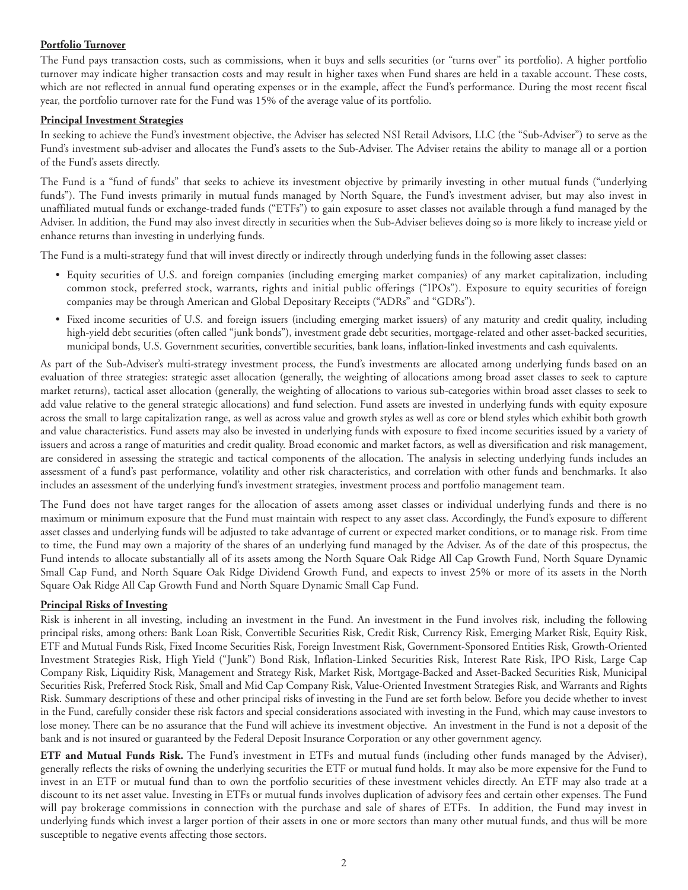**Portfolio Turnover**

The Fund pays transaction costs, such as commissions, when it buys and sells securities (or "turns over" its portfolio). A higher portfolio turnover may indicate higher transaction costs and may result in higher taxes when Fund shares are held in a taxable account. These costs, which are not reflected in annual fund operating expenses or in the example, affect the Fund's performance. During the most recent fiscal year, the portfolio turnover rate for the Fund was 15% of the average value of its portfolio.

**Principal Investment Strategies**

In seeking to achieve the Fund's investment objective, the Adviser has selected NSI Retail Advisors, LLC (the "Sub-Adviser") to serve as the Fund's investment sub-adviser and allocates the Fund's assets to the Sub-Adviser. The Adviser retains the ability to manage all or a portion of the Fund's assets directly.

The Fund is a "fund of funds" that seeks to achieve its investment objective by primarily investing in other mutual funds ("underlying funds"). The Fund invests primarily in mutual funds managed by North Square, the Fund's investment adviser, but may also invest in unaffiliated mutual funds or exchange-traded funds ("ETFs") to gain exposure to asset classes not available through a fund managed by the Adviser. In addition, the Fund may also invest directly in securities when the Sub-Adviser believes doing so is more likely to increase yield or enhance returns than investing in underlying funds.

The Fund is a multi-strategy fund that will invest directly or indirectly through underlying funds in the following asset classes:

- Equity securities of U.S. and foreign companies (including emerging market companies) of any market capitalization, including common stock, preferred stock, warrants, rights and initial public offerings ("IPOs"). Exposure to equity securities of foreign companies may be through American and Global Depositary Receipts ("ADRs" and "GDRs").
- Fixed income securities of U.S. and foreign issuers (including emerging market issuers) of any maturity and credit quality, including high-yield debt securities (often called "junk bonds"), investment grade debt securities, mortgage-related and other asset-backed securities, municipal bonds, U.S. Government securities, convertible securities, bank loans, inflation-linked investments and cash equivalents.

As part of the Sub-Adviser's multi-strategy investment process, the Fund's investments are allocated among underlying funds based on an evaluation of three strategies: strategic asset allocation (generally, the weighting of allocations among broad asset classes to seek to capture market returns), tactical asset allocation (generally, the weighting of allocations to various sub-categories within broad asset classes to seek to add value relative to the general strategic allocations) and fund selection. Fund assets are invested in underlying funds with equity exposure across the small to large capitalization range, as well as across value and growth styles as well as core or blend styles which exhibit both growth and value characteristics. Fund assets may also be invested in underlying funds with exposure to fixed income securities issued by a variety of issuers and across a range of maturities and credit quality. Broad economic and market factors, as well as diversification and risk management, are considered in assessing the strategic and tactical components of the allocation. The analysis in selecting underlying funds includes an assessment of a fund's past performance, volatility and other risk characteristics, and correlation with other funds and benchmarks. It also includes an assessment of the underlying fund's investment strategies, investment process and portfolio management team.

The Fund does not have target ranges for the allocation of assets among asset classes or individual underlying funds and there is no maximum or minimum exposure that the Fund must maintain with respect to any asset class. Accordingly, the Fund's exposure to different asset classes and underlying funds will be adjusted to take advantage of current or expected market conditions, or to manage risk. From time to time, the Fund may own a majority of the shares of an underlying fund managed by the Adviser. As of the date of this prospectus, the Fund intends to allocate substantially all of its assets among the North Square Oak Ridge All Cap Growth Fund, North Square Dynamic Small Cap Fund, and North Square Oak Ridge Dividend Growth Fund, and expects to invest 25% or more of its assets in the North Square Oak Ridge All Cap Growth Fund and North Square Dynamic Small Cap Fund.

**Principal Risks of Investing**

Risk is inherent in all investing, including an investment in the Fund. An investment in the Fund involves risk, including the following principal risks, among others: Bank Loan Risk, Convertible Securities Risk, Credit Risk, Currency Risk, Emerging Market Risk, Equity Risk, ETF and Mutual Funds Risk, Fixed Income Securities Risk, Foreign Investment Risk, Government-Sponsored Entities Risk, Growth-Oriented Investment Strategies Risk, High Yield ("Junk") Bond Risk, Inflation-Linked Securities Risk, Interest Rate Risk, IPO Risk, Large Cap Company Risk, Liquidity Risk, Management and Strategy Risk, Market Risk, Mortgage-Backed and Asset-Backed Securities Risk, Municipal Securities Risk, Preferred Stock Risk, Small and Mid Cap Company Risk, Value-Oriented Investment Strategies Risk, and Warrants and Rights Risk. Summary descriptions of these and other principal risks of investing in the Fund are set forth below. Before you decide whether to invest in the Fund, carefully consider these risk factors and special considerations associated with investing in the Fund, which may cause investors to lose money. There can be no assurance that the Fund will achieve its investment objective. An investment in the Fund is not a deposit of the bank and is not insured or guaranteed by the Federal Deposit Insurance Corporation or any other government agency.

**ETF and Mutual Funds Risk.** The Fund's investment in ETFs and mutual funds (including other funds managed by the Adviser), generally reflects the risks of owning the underlying securities the ETF or mutual fund holds. It may also be more expensive for the Fund to invest in an ETF or mutual fund than to own the portfolio securities of these investment vehicles directly. An ETF may also trade at a discount to its net asset value. Investing in ETFs or mutual funds involves duplication of advisory fees and certain other expenses. The Fund will pay brokerage commissions in connection with the purchase and sale of shares of ETFs. In addition, the Fund may invest in underlying funds which invest a larger portion of their assets in one or more sectors than many other mutual funds, and thus will be more susceptible to negative events affecting those sectors.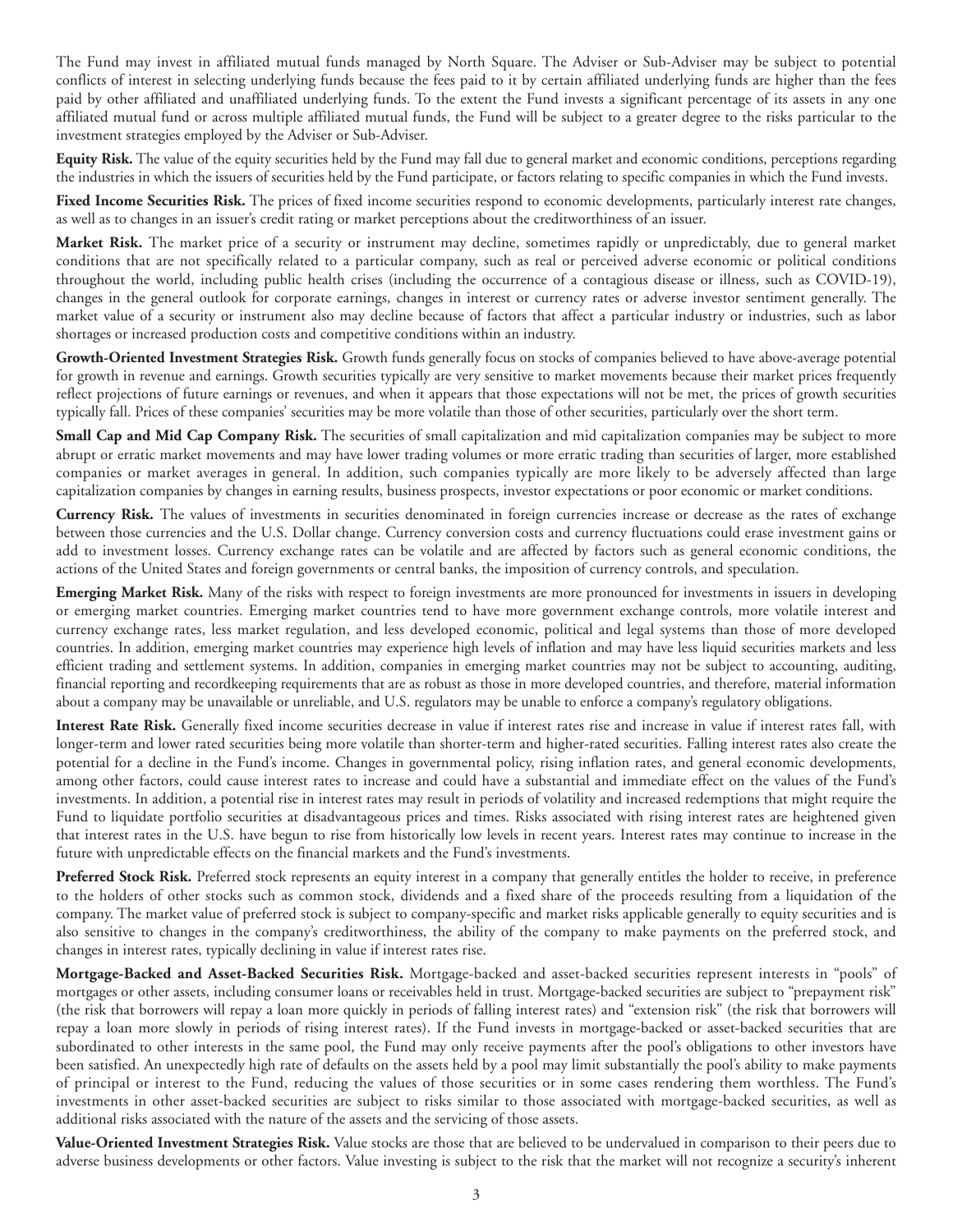The Fund may invest in affiliated mutual funds managed by North Square. The Adviser or Sub-Adviser may be subject to potential conflicts of interest in selecting underlying funds because the fees paid to it by certain affiliated underlying funds are higher than the fees paid by other affiliated and unaffiliated underlying funds. To the extent the Fund invests a significant percentage of its assets in any one affiliated mutual fund or across multiple affiliated mutual funds, the Fund will be subject to a greater degree to the risks particular to the investment strategies employed by the Adviser or Sub-Adviser.

**Equity Risk.** The value of the equity securities held by the Fund may fall due to general market and economic conditions, perceptions regarding the industries in which the issuers of securities held by the Fund participate, or factors relating to specific companies in which the Fund invests.

**Fixed Income Securities Risk.** The prices of fixed income securities respond to economic developments, particularly interest rate changes, as well as to changes in an issuer's credit rating or market perceptions about the creditworthiness of an issuer.

**Market Risk.** The market price of a security or instrument may decline, sometimes rapidly or unpredictably, due to general market conditions that are not specifically related to a particular company, such as real or perceived adverse economic or political conditions throughout the world, including public health crises (including the occurrence of a contagious disease or illness, such as COVID-19), changes in the general outlook for corporate earnings, changes in interest or currency rates or adverse investor sentiment generally. The market value of a security or instrument also may decline because of factors that affect a particular industry or industries, such as labor shortages or increased production costs and competitive conditions within an industry.

**Growth-Oriented Investment Strategies Risk.** Growth funds generally focus on stocks of companies believed to have above-average potential for growth in revenue and earnings. Growth securities typically are very sensitive to market movements because their market prices frequently reflect projections of future earnings or revenues, and when it appears that those expectations will not be met, the prices of growth securities typically fall. Prices of these companies' securities may be more volatile than those of other securities, particularly over the short term.

**Small Cap and Mid Cap Company Risk.** The securities of small capitalization and mid capitalization companies may be subject to more abrupt or erratic market movements and may have lower trading volumes or more erratic trading than securities of larger, more established companies or market averages in general. In addition, such companies typically are more likely to be adversely affected than large capitalization companies by changes in earning results, business prospects, investor expectations or poor economic or market conditions.

**Currency Risk.** The values of investments in securities denominated in foreign currencies increase or decrease as the rates of exchange between those currencies and the U.S. Dollar change. Currency conversion costs and currency fluctuations could erase investment gains or add to investment losses. Currency exchange rates can be volatile and are affected by factors such as general economic conditions, the actions of the United States and foreign governments or central banks, the imposition of currency controls, and speculation.

**Emerging Market Risk.** Many of the risks with respect to foreign investments are more pronounced for investments in issuers in developing or emerging market countries. Emerging market countries tend to have more government exchange controls, more volatile interest and currency exchange rates, less market regulation, and less developed economic, political and legal systems than those of more developed countries. In addition, emerging market countries may experience high levels of inflation and may have less liquid securities markets and less efficient trading and settlement systems. In addition, companies in emerging market countries may not be subject to accounting, auditing, financial reporting and recordkeeping requirements that are as robust as those in more developed countries, and therefore, material information about a company may be unavailable or unreliable, and U.S. regulators may be unable to enforce a company's regulatory obligations.

**Interest Rate Risk.** Generally fixed income securities decrease in value if interest rates rise and increase in value if interest rates fall, with longer-term and lower rated securities being more volatile than shorter-term and higher-rated securities. Falling interest rates also create the potential for a decline in the Fund's income. Changes in governmental policy, rising inflation rates, and general economic developments, among other factors, could cause interest rates to increase and could have a substantial and immediate effect on the values of the Fund's investments. In addition, a potential rise in interest rates may result in periods of volatility and increased redemptions that might require the Fund to liquidate portfolio securities at disadvantageous prices and times. Risks associated with rising interest rates are heightened given that interest rates in the U.S. have begun to rise from historically low levels in recent years. Interest rates may continue to increase in the future with unpredictable effects on the financial markets and the Fund's investments.

**Preferred Stock Risk.** Preferred stock represents an equity interest in a company that generally entitles the holder to receive, in preference to the holders of other stocks such as common stock, dividends and a fixed share of the proceeds resulting from a liquidation of the company. The market value of preferred stock is subject to company-specific and market risks applicable generally to equity securities and is also sensitive to changes in the company's creditworthiness, the ability of the company to make payments on the preferred stock, and changes in interest rates, typically declining in value if interest rates rise.

**Mortgage-Backed and Asset-Backed Securities Risk.** Mortgage-backed and asset-backed securities represent interests in "pools" of mortgages or other assets, including consumer loans or receivables held in trust. Mortgage-backed securities are subject to "prepayment risk" (the risk that borrowers will repay a loan more quickly in periods of falling interest rates) and "extension risk" (the risk that borrowers will repay a loan more slowly in periods of rising interest rates). If the Fund invests in mortgage-backed or asset-backed securities that are subordinated to other interests in the same pool, the Fund may only receive payments after the pool's obligations to other investors have been satisfied. An unexpectedly high rate of defaults on the assets held by a pool may limit substantially the pool's ability to make payments of principal or interest to the Fund, reducing the values of those securities or in some cases rendering them worthless. The Fund's investments in other asset-backed securities are subject to risks similar to those associated with mortgage-backed securities, as well as additional risks associated with the nature of the assets and the servicing of those assets.

**Value-Oriented Investment Strategies Risk.** Value stocks are those that are believed to be undervalued in comparison to their peers due to adverse business developments or other factors. Value investing is subject to the risk that the market will not recognize a security's inherent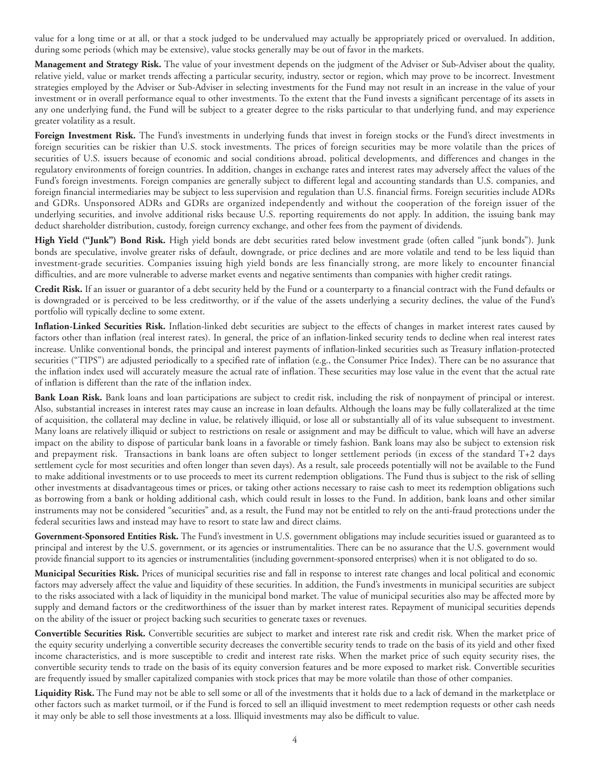value for a long time or at all, or that a stock judged to be undervalued may actually be appropriately priced or overvalued. In addition, during some periods (which may be extensive), value stocks generally may be out of favor in the markets.

**Management and Strategy Risk.** The value of your investment depends on the judgment of the Adviser or Sub-Adviser about the quality, relative yield, value or market trends affecting a particular security, industry, sector or region, which may prove to be incorrect. Investment strategies employed by the Adviser or Sub-Adviser in selecting investments for the Fund may not result in an increase in the value of your investment or in overall performance equal to other investments. To the extent that the Fund invests a significant percentage of its assets in any one underlying fund, the Fund will be subject to a greater degree to the risks particular to that underlying fund, and may experience greater volatility as a result.

**Foreign Investment Risk.** The Fund's investments in underlying funds that invest in foreign stocks or the Fund's direct investments in foreign securities can be riskier than U.S. stock investments. The prices of foreign securities may be more volatile than the prices of securities of U.S. issuers because of economic and social conditions abroad, political developments, and differences and changes in the regulatory environments of foreign countries. In addition, changes in exchange rates and interest rates may adversely affect the values of the Fund's foreign investments. Foreign companies are generally subject to different legal and accounting standards than U.S. companies, and foreign financial intermediaries may be subject to less supervision and regulation than U.S. financial firms. Foreign securities include ADRs and GDRs. Unsponsored ADRs and GDRs are organized independently and without the cooperation of the foreign issuer of the underlying securities, and involve additional risks because U.S. reporting requirements do not apply. In addition, the issuing bank may deduct shareholder distribution, custody, foreign currency exchange, and other fees from the payment of dividends.

**High Yield ("Junk") Bond Risk.** High yield bonds are debt securities rated below investment grade (often called "junk bonds"). Junk bonds are speculative, involve greater risks of default, downgrade, or price declines and are more volatile and tend to be less liquid than investment-grade securities. Companies issuing high yield bonds are less financially strong, are more likely to encounter financial difficulties, and are more vulnerable to adverse market events and negative sentiments than companies with higher credit ratings.

**Credit Risk.** If an issuer or guarantor of a debt security held by the Fund or a counterparty to a financial contract with the Fund defaults or is downgraded or is perceived to be less creditworthy, or if the value of the assets underlying a security declines, the value of the Fund's portfolio will typically decline to some extent.

**Inflation-Linked Securities Risk.** Inflation-linked debt securities are subject to the effects of changes in market interest rates caused by factors other than inflation (real interest rates). In general, the price of an inflation-linked security tends to decline when real interest rates increase. Unlike conventional bonds, the principal and interest payments of inflation-linked securities such as Treasury inflation-protected securities ("TIPS") are adjusted periodically to a specified rate of inflation (e.g., the Consumer Price Index). There can be no assurance that the inflation index used will accurately measure the actual rate of inflation. These securities may lose value in the event that the actual rate of inflation is different than the rate of the inflation index.

**Bank Loan Risk.** Bank loans and loan participations are subject to credit risk, including the risk of nonpayment of principal or interest. Also, substantial increases in interest rates may cause an increase in loan defaults. Although the loans may be fully collateralized at the time of acquisition, the collateral may decline in value, be relatively illiquid, or lose all or substantially all of its value subsequent to investment. Many loans are relatively illiquid or subject to restrictions on resale or assignment and may be difficult to value, which will have an adverse impact on the ability to dispose of particular bank loans in a favorable or timely fashion. Bank loans may also be subject to extension risk and prepayment risk. Transactions in bank loans are often subject to longer settlement periods (in excess of the standard T+2 days settlement cycle for most securities and often longer than seven days). As a result, sale proceeds potentially will not be available to the Fund to make additional investments or to use proceeds to meet its current redemption obligations. The Fund thus is subject to the risk of selling other investments at disadvantageous times or prices, or taking other actions necessary to raise cash to meet its redemption obligations such as borrowing from a bank or holding additional cash, which could result in losses to the Fund. In addition, bank loans and other similar instruments may not be considered "securities" and, as a result, the Fund may not be entitled to rely on the anti-fraud protections under the federal securities laws and instead may have to resort to state law and direct claims.

**Government-Sponsored Entities Risk.** The Fund's investment in U.S. government obligations may include securities issued or guaranteed as to principal and interest by the U.S. government, or its agencies or instrumentalities. There can be no assurance that the U.S. government would provide financial support to its agencies or instrumentalities (including government-sponsored enterprises) when it is not obligated to do so.

**Municipal Securities Risk.** Prices of municipal securities rise and fall in response to interest rate changes and local political and economic factors may adversely affect the value and liquidity of these securities. In addition, the Fund's investments in municipal securities are subject to the risks associated with a lack of liquidity in the municipal bond market. The value of municipal securities also may be affected more by supply and demand factors or the creditworthiness of the issuer than by market interest rates. Repayment of municipal securities depends on the ability of the issuer or project backing such securities to generate taxes or revenues.

**Convertible Securities Risk.** Convertible securities are subject to market and interest rate risk and credit risk. When the market price of the equity security underlying a convertible security decreases the convertible security tends to trade on the basis of its yield and other fixed income characteristics, and is more susceptible to credit and interest rate risks. When the market price of such equity security rises, the convertible security tends to trade on the basis of its equity conversion features and be more exposed to market risk. Convertible securities are frequently issued by smaller capitalized companies with stock prices that may be more volatile than those of other companies.

**Liquidity Risk.** The Fund may not be able to sell some or all of the investments that it holds due to a lack of demand in the marketplace or other factors such as market turmoil, or if the Fund is forced to sell an illiquid investment to meet redemption requests or other cash needs it may only be able to sell those investments at a loss. Illiquid investments may also be difficult to value.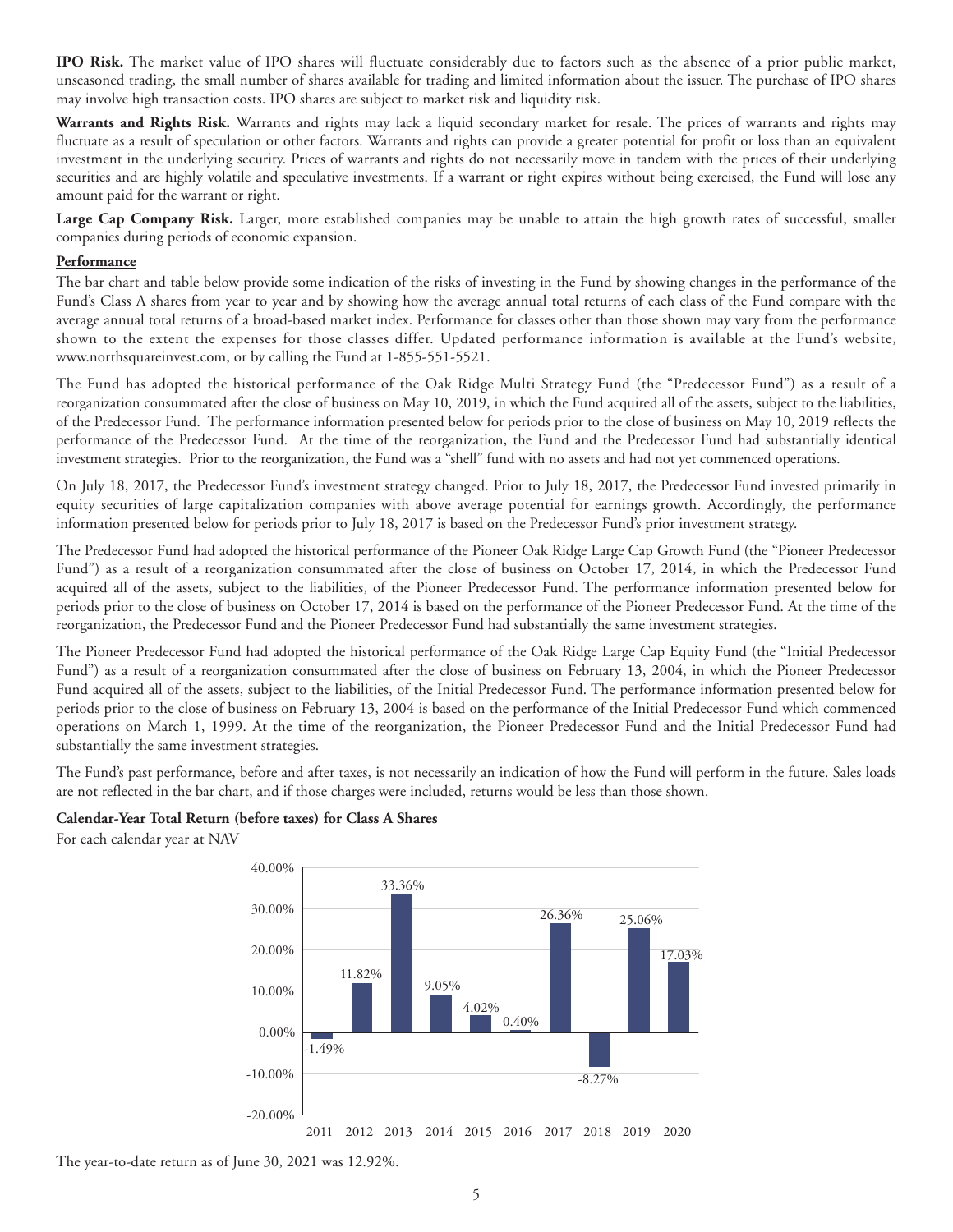**IPO Risk.** The market value of IPO shares will fluctuate considerably due to factors such as the absence of a prior public market, unseasoned trading, the small number of shares available for trading and limited information about the issuer. The purchase of IPO shares may involve high transaction costs. IPO shares are subject to market risk and liquidity risk.

**Warrants and Rights Risk.** Warrants and rights may lack a liquid secondary market for resale. The prices of warrants and rights may fluctuate as a result of speculation or other factors. Warrants and rights can provide a greater potential for profit or loss than an equivalent investment in the underlying security. Prices of warrants and rights do not necessarily move in tandem with the prices of their underlying securities and are highly volatile and speculative investments. If a warrant or right expires without being exercised, the Fund will lose any amount paid for the warrant or right.

**Large Cap Company Risk.** Larger, more established companies may be unable to attain the high growth rates of successful, smaller companies during periods of economic expansion.

**Performance**

The bar chart and table below provide some indication of the risks of investing in the Fund by showing changes in the performance of the Fund's Class A shares from year to year and by showing how the average annual total returns of each class of the Fund compare with the average annual total returns of a broad-based market index. Performance for classes other than those shown may vary from the performance shown to the extent the expenses for those classes differ. Updated performance information is available at the Fund's website, www.northsquareinvest.com, or by calling the Fund at 1-855-551-5521.

The Fund has adopted the historical performance of the Oak Ridge Multi Strategy Fund (the "Predecessor Fund") as a result of a reorganization consummated after the close of business on May 10, 2019, in which the Fund acquired all of the assets, subject to the liabilities, of the Predecessor Fund. The performance information presented below for periods prior to the close of business on May 10, 2019 reflects the performance of the Predecessor Fund. At the time of the reorganization, the Fund and the Predecessor Fund had substantially identical investment strategies. Prior to the reorganization, the Fund was a "shell" fund with no assets and had not yet commenced operations.

On July 18, 2017, the Predecessor Fund's investment strategy changed. Prior to July 18, 2017, the Predecessor Fund invested primarily in equity securities of large capitalization companies with above average potential for earnings growth. Accordingly, the performance information presented below for periods prior to July 18, 2017 is based on the Predecessor Fund's prior investment strategy.

The Predecessor Fund had adopted the historical performance of the Pioneer Oak Ridge Large Cap Growth Fund (the "Pioneer Predecessor Fund") as a result of a reorganization consummated after the close of business on October 17, 2014, in which the Predecessor Fund acquired all of the assets, subject to the liabilities, of the Pioneer Predecessor Fund. The performance information presented below for periods prior to the close of business on October 17, 2014 is based on the performance of the Pioneer Predecessor Fund. At the time of the reorganization, the Predecessor Fund and the Pioneer Predecessor Fund had substantially the same investment strategies.

The Pioneer Predecessor Fund had adopted the historical performance of the Oak Ridge Large Cap Equity Fund (the "Initial Predecessor Fund") as a result of a reorganization consummated after the close of business on February 13, 2004, in which the Pioneer Predecessor Fund acquired all of the assets, subject to the liabilities, of the Initial Predecessor Fund. The performance information presented below for periods prior to the close of business on February 13, 2004 is based on the performance of the Initial Predecessor Fund which commenced operations on March 1, 1999. At the time of the reorganization, the Pioneer Predecessor Fund and the Initial Predecessor Fund had substantially the same investment strategies.

The Fund's past performance, before and after taxes, is not necessarily an indication of how the Fund will perform in the future. Sales loads are not reflected in the bar chart, and if those charges were included, returns would be less than those shown.

**Calendar-Year Total Return (before taxes) for Class A Shares**

For each calendar year at NAV

| Year | Total Return |
| --- | --- |
| 2011 | -1.49% |
| 2012 | 11.82% |
| 2013 | 33.36% |
| 2014 | 9.05% |
| 2015 | 4.02% |
| 2016 | 0.40% |
| 2017 | 26.36% |
| 2018 | -8.27% |
| 2019 | 25.06% |
| 2020 | 17.03% |

The year-to-date return as of June 30, 2021 was 12.92%.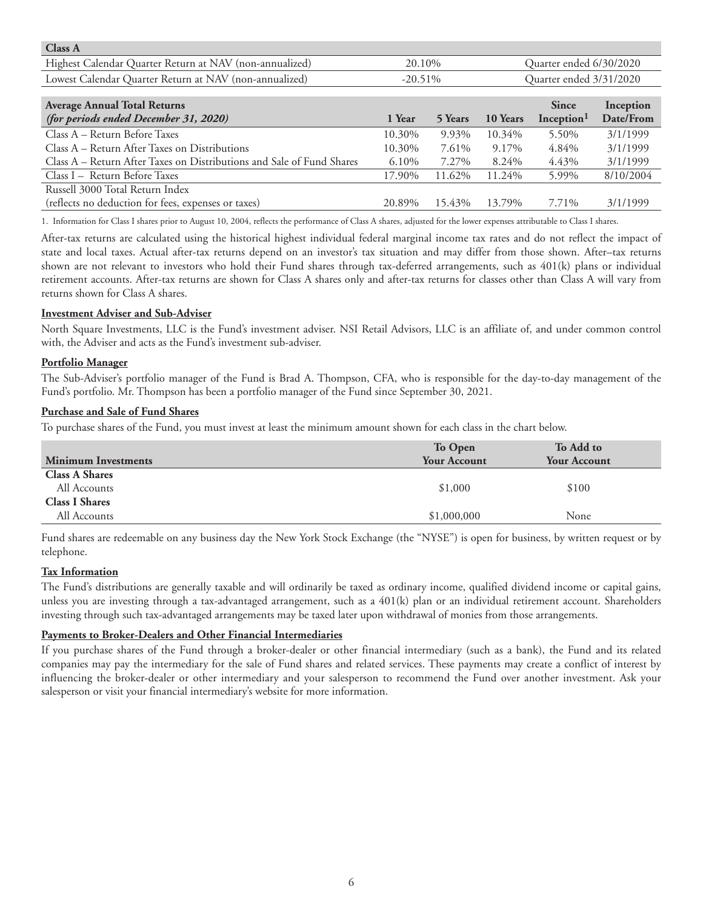| Class A | | |
|---|---|---|
| Highest Calendar Quarter Return at NAV (non-annualized) | 20.10% | Quarter ended 6/30/2020 |
| Lowest Calendar Quarter Return at NAV (non-annualized) | -20.51% | Quarter ended 3/31/2020 |

| **Average Annual Total Returns** *(for periods ended December 31, 2020)* | 1 Year | 5 Years | 10 Years | Since Inception[1] | Inception Date/From |
|---|---|---|---|---|---|
| Class A – Return Before Taxes | 10.30% | 9.93% | 10.34% | 5.50% | 3/1/1999 |
| Class A – Return After Taxes on Distributions | 10.30% | 7.61% | 9.17% | 4.84% | 3/1/1999 |
| Class A – Return After Taxes on Distributions and Sale of Fund Shares | 6.10% | 7.27% | 8.24% | 4.43% | 3/1/1999 |
| Class I – Return Before Taxes | 17.90% | 11.62% | 11.24% | 5.99% | 8/10/2004 |
| Russell 3000 Total Return Index (reflects no deduction for fees, expenses or taxes) | 20.89% | 15.43% | 13.79% | 7.71% | 3/1/1999 |

1. Information for Class I shares prior to August 10, 2004, reflects the performance of Class A shares, adjusted for the lower expenses attributable to Class I shares.

After-tax returns are calculated using the historical highest individual federal marginal income tax rates and do not reflect the impact of state and local taxes. Actual after-tax returns depend on an investor's tax situation and may differ from those shown. After–tax returns shown are not relevant to investors who hold their Fund shares through tax-deferred arrangements, such as 401(k) plans or individual retirement accounts. After-tax returns are shown for Class A shares only and after-tax returns for classes other than Class A will vary from returns shown for Class A shares.

## Investment Adviser and Sub-Adviser

North Square Investments, LLC is the Fund's investment adviser. NSI Retail Advisors, LLC is an affiliate of, and under common control with, the Adviser and acts as the Fund's investment sub-adviser.

## Portfolio Manager

The Sub-Adviser's portfolio manager of the Fund is Brad A. Thompson, CFA, who is responsible for the day-to-day management of the Fund's portfolio. Mr. Thompson has been a portfolio manager of the Fund since September 30, 2021.

## Purchase and Sale of Fund Shares

To purchase shares of the Fund, you must invest at least the minimum amount shown for each class in the chart below.

| Minimum Investments | To Open Your Account | To Add to Your Account |
|---|---|---|
| **Class A Shares** | | |
| All Accounts | $1,000 | $100 |
| **Class I Shares** | | |
| All Accounts | $1,000,000 | None |

Fund shares are redeemable on any business day the New York Stock Exchange (the "NYSE") is open for business, by written request or by telephone.

## Tax Information

The Fund's distributions are generally taxable and will ordinarily be taxed as ordinary income, qualified dividend income or capital gains, unless you are investing through a tax-advantaged arrangement, such as a 401(k) plan or an individual retirement account. Shareholders investing through such tax-advantaged arrangements may be taxed later upon withdrawal of monies from those arrangements.

## Payments to Broker-Dealers and Other Financial Intermediaries

If you purchase shares of the Fund through a broker-dealer or other financial intermediary (such as a bank), the Fund and its related companies may pay the intermediary for the sale of Fund shares and related services. These payments may create a conflict of interest by influencing the broker-dealer or other intermediary and your salesperson to recommend the Fund over another investment. Ask your salesperson or visit your financial intermediary's website for more information.